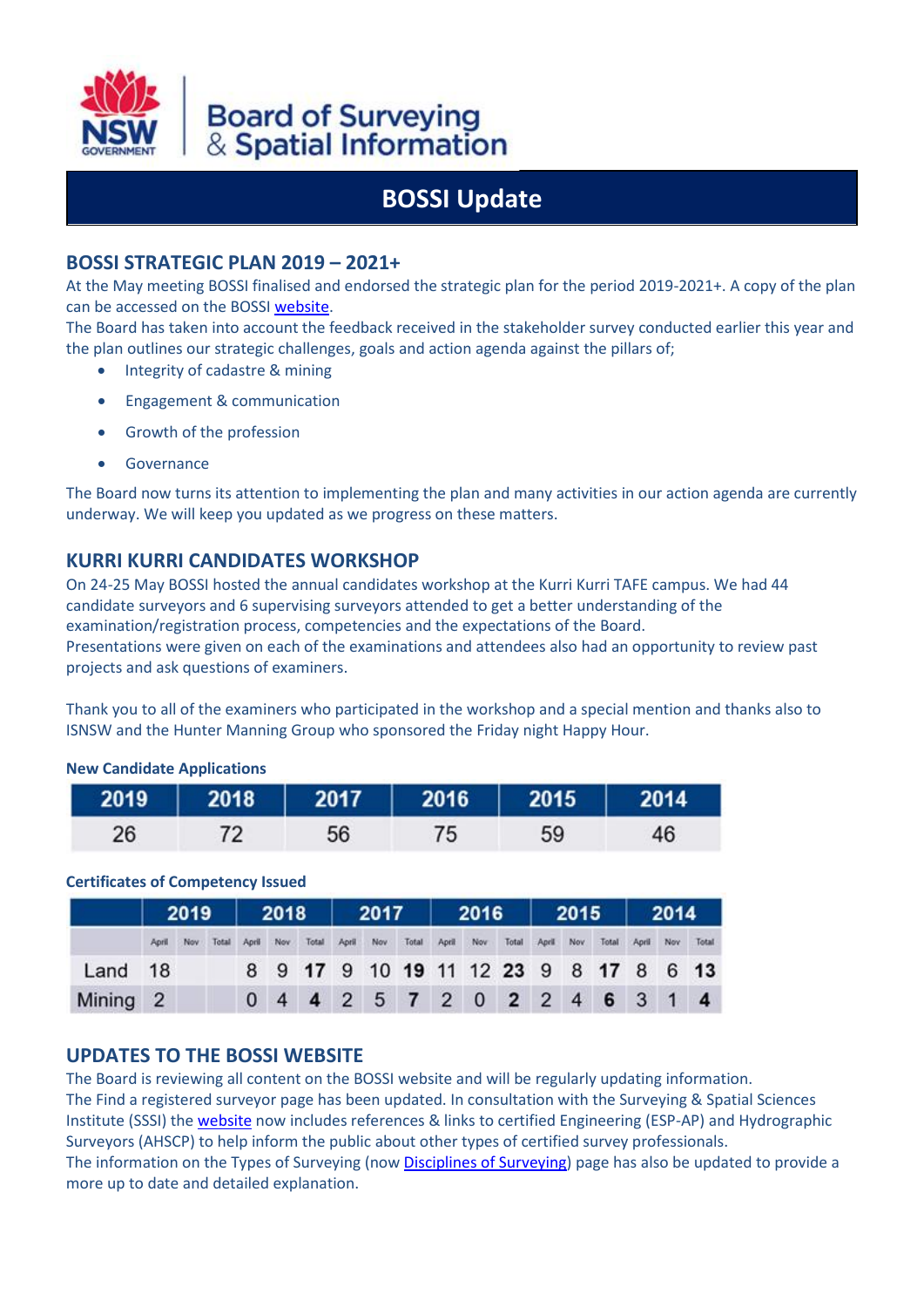Board of Surveying & Spatial Information

# BOSSI Update

## BOSSI STRATEGIC PLAN 2019 – 2021+

At the May meeting BOSSI finalised and endorsed the strategic plan for the period 2019-2021+. A copy of the plan can be accessed on the BOSSI website.

The Board has taken into account the feedback received in the stakeholder survey conducted earlier this year and the plan outlines our strategic challenges, goals and action agenda against the pillars of;

- Integrity of cadastre & mining
- Engagement & communication
- Growth of the profession
- Governance

The Board now turns its attention to implementing the plan and many activities in our action agenda are currently underway. We will keep you updated as we progress on these matters.

## KURRI KURRI CANDIDATES WORKSHOP

On 24-25 May BOSSI hosted the annual candidates workshop at the Kurri Kurri TAFE campus. We had 44 candidate surveyors and 6 supervising surveyors attended to get a better understanding of the examination/registration process, competencies and the expectations of the Board.

Presentations were given on each of the examinations and attendees also had an opportunity to review past projects and ask questions of examiners.

Thank you to all of the examiners who participated in the workshop and a special mention and thanks also to ISNSW and the Hunter Manning Group who sponsored the Friday night Happy Hour.

**New Candidate Applications**

| 2019 | 2018 | 2017 | 2016 | 2015 | 2014 |
|---|---|---|---|---|---|
| 26 | 72 | 56 | 75 | 59 | 46 |

**Certificates of Competency Issued**

| | 2019 | | | 2018 | | | 2017 | | | 2016 | | | 2015 | | | 2014 | | |
|---|---|---|---|---|---|---|---|---|---|---|---|---|---|---|---|---|---|---|
| | April | Nov | Total | April | Nov | Total | April | Nov | Total | April | Nov | Total | April | Nov | Total | April | Nov | Total |
| Land | 18 | | | 8 | 9 | **17** | 9 | 10 | **19** | 11 | 12 | **23** | 9 | 8 | **17** | 8 | 6 | **13** |
| Mining | 2 | | | 0 | 4 | **4** | 2 | 5 | **7** | 2 | 0 | **2** | 2 | 4 | **6** | 3 | 1 | **4** |

## UPDATES TO THE BOSSI WEBSITE

The Board is reviewing all content on the BOSSI website and will be regularly updating information.

The Find a registered surveyor page has been updated. In consultation with the Surveying & Spatial Sciences Institute (SSSI) the website now includes references & links to certified Engineering (ESP-AP) and Hydrographic Surveyors (AHSCP) to help inform the public about other types of certified survey professionals.

The information on the Types of Surveying (now Disciplines of Surveying) page has also be updated to provide a more up to date and detailed explanation.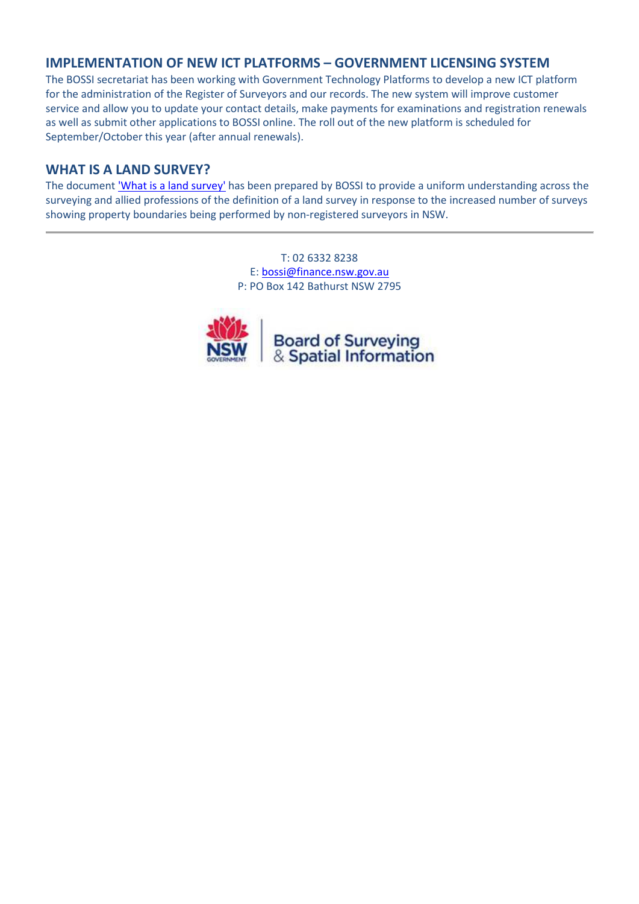## IMPLEMENTATION OF NEW ICT PLATFORMS – GOVERNMENT LICENSING SYSTEM

The BOSSI secretariat has been working with Government Technology Platforms to develop a new ICT platform for the administration of the Register of Surveyors and our records. The new system will improve customer service and allow you to update your contact details, make payments for examinations and registration renewals as well as submit other applications to BOSSI online. The roll out of the new platform is scheduled for September/October this year (after annual renewals).

## WHAT IS A LAND SURVEY?

The document 'What is a land survey' has been prepared by BOSSI to provide a uniform understanding across the surveying and allied professions of the definition of a land survey in response to the increased number of surveys showing property boundaries being performed by non-registered surveyors in NSW.

---

T: 02 6332 8238
E: bossi@finance.nsw.gov.au
P: PO Box 142 Bathurst NSW 2795

NSW GOVERNMENT | Board of Surveying & Spatial Information